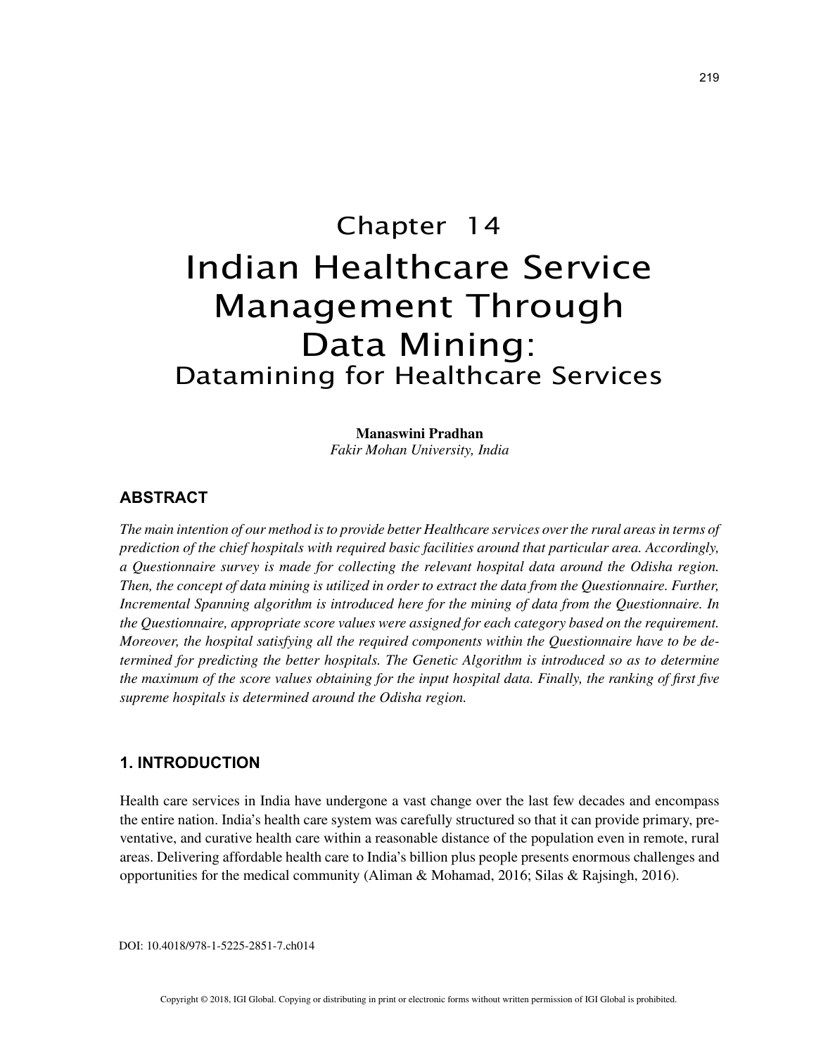# Chapter 14

# Indian Healthcare Service Management Through Data Mining:

## Datamining for Healthcare Services

**Manaswini Pradhan**
*Fakir Mohan University, India*

## ABSTRACT

*The main intention of our method is to provide better Healthcare services over the rural areas in terms of prediction of the chief hospitals with required basic facilities around that particular area. Accordingly, a Questionnaire survey is made for collecting the relevant hospital data around the Odisha region. Then, the concept of data mining is utilized in order to extract the data from the Questionnaire. Further, Incremental Spanning algorithm is introduced here for the mining of data from the Questionnaire. In the Questionnaire, appropriate score values were assigned for each category based on the requirement. Moreover, the hospital satisfying all the required components within the Questionnaire have to be determined for predicting the better hospitals. The Genetic Algorithm is introduced so as to determine the maximum of the score values obtaining for the input hospital data. Finally, the ranking of first five supreme hospitals is determined around the Odisha region.*

## 1. INTRODUCTION

Health care services in India have undergone a vast change over the last few decades and encompass the entire nation. India's health care system was carefully structured so that it can provide primary, preventative, and curative health care within a reasonable distance of the population even in remote, rural areas. Delivering affordable health care to India's billion plus people presents enormous challenges and opportunities for the medical community (Aliman & Mohamad, 2016; Silas & Rajsingh, 2016).

DOI: 10.4018/978-1-5225-2851-7.ch014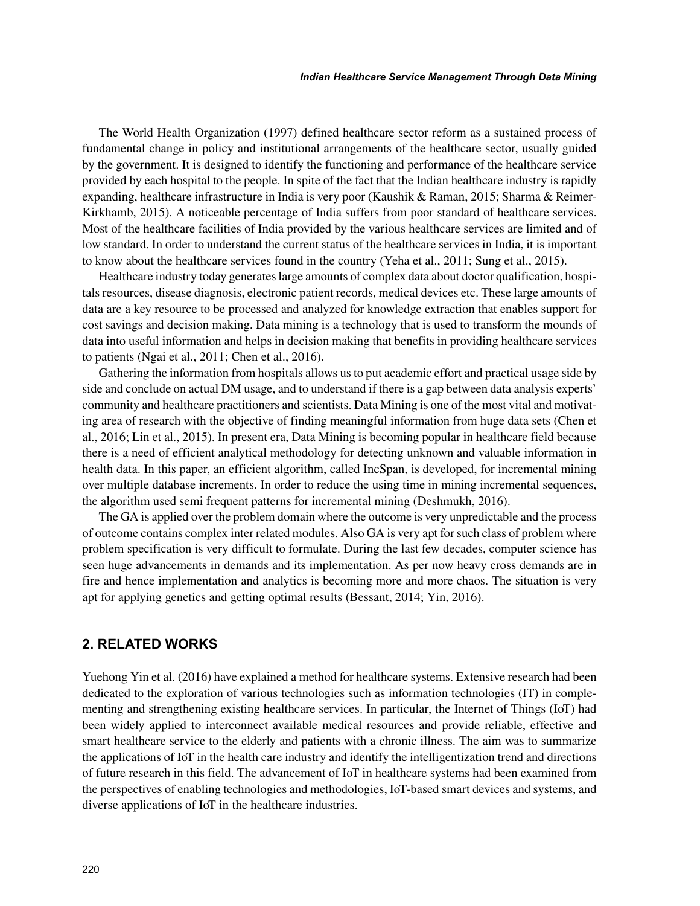The World Health Organization (1997) defined healthcare sector reform as a sustained process of fundamental change in policy and institutional arrangements of the healthcare sector, usually guided by the government. It is designed to identify the functioning and performance of the healthcare service provided by each hospital to the people. In spite of the fact that the Indian healthcare industry is rapidly expanding, healthcare infrastructure in India is very poor (Kaushik & Raman, 2015; Sharma & Reimer-Kirkhamb, 2015). A noticeable percentage of India suffers from poor standard of healthcare services. Most of the healthcare facilities of India provided by the various healthcare services are limited and of low standard. In order to understand the current status of the healthcare services in India, it is important to know about the healthcare services found in the country (Yeha et al., 2011; Sung et al., 2015).

Healthcare industry today generates large amounts of complex data about doctor qualification, hospitals resources, disease diagnosis, electronic patient records, medical devices etc. These large amounts of data are a key resource to be processed and analyzed for knowledge extraction that enables support for cost savings and decision making. Data mining is a technology that is used to transform the mounds of data into useful information and helps in decision making that benefits in providing healthcare services to patients (Ngai et al., 2011; Chen et al., 2016).

Gathering the information from hospitals allows us to put academic effort and practical usage side by side and conclude on actual DM usage, and to understand if there is a gap between data analysis experts' community and healthcare practitioners and scientists. Data Mining is one of the most vital and motivating area of research with the objective of finding meaningful information from huge data sets (Chen et al., 2016; Lin et al., 2015). In present era, Data Mining is becoming popular in healthcare field because there is a need of efficient analytical methodology for detecting unknown and valuable information in health data. In this paper, an efficient algorithm, called IncSpan, is developed, for incremental mining over multiple database increments. In order to reduce the using time in mining incremental sequences, the algorithm used semi frequent patterns for incremental mining (Deshmukh, 2016).

The GA is applied over the problem domain where the outcome is very unpredictable and the process of outcome contains complex inter related modules. Also GA is very apt for such class of problem where problem specification is very difficult to formulate. During the last few decades, computer science has seen huge advancements in demands and its implementation. As per now heavy cross demands are in fire and hence implementation and analytics is becoming more and more chaos. The situation is very apt for applying genetics and getting optimal results (Bessant, 2014; Yin, 2016).

## 2. RELATED WORKS

Yuehong Yin et al. (2016) have explained a method for healthcare systems. Extensive research had been dedicated to the exploration of various technologies such as information technologies (IT) in complementing and strengthening existing healthcare services. In particular, the Internet of Things (IoT) had been widely applied to interconnect available medical resources and provide reliable, effective and smart healthcare service to the elderly and patients with a chronic illness. The aim was to summarize the applications of IoT in the health care industry and identify the intelligentization trend and directions of future research in this field. The advancement of IoT in healthcare systems had been examined from the perspectives of enabling technologies and methodologies, IoT-based smart devices and systems, and diverse applications of IoT in the healthcare industries.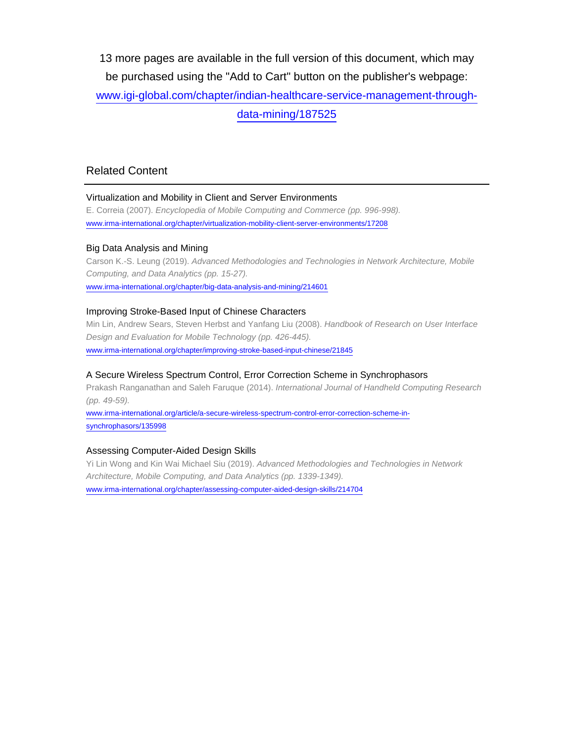13 more pages are available in the full version of this document, which may be purchased using the "Add to Cart" button on the publisher's webpage: [www.igi-global.com/chapter/indian-healthcare-service-management-through-data-mining/187525](www.igi-global.com/chapter/indian-healthcare-service-management-through-data-mining/187525)

## Related Content

### Virtualization and Mobility in Client and Server Environments

E. Correia (2007). *Encyclopedia of Mobile Computing and Commerce (pp. 996-998).*

[www.irma-international.org/chapter/virtualization-mobility-client-server-environments/17208](www.irma-international.org/chapter/virtualization-mobility-client-server-environments/17208)

### Big Data Analysis and Mining

Carson K.-S. Leung (2019). *Advanced Methodologies and Technologies in Network Architecture, Mobile Computing, and Data Analytics (pp. 15-27).*

[www.irma-international.org/chapter/big-data-analysis-and-mining/214601](www.irma-international.org/chapter/big-data-analysis-and-mining/214601)

### Improving Stroke-Based Input of Chinese Characters

Min Lin, Andrew Sears, Steven Herbst and Yanfang Liu (2008). *Handbook of Research on User Interface Design and Evaluation for Mobile Technology (pp. 426-445).*

[www.irma-international.org/chapter/improving-stroke-based-input-chinese/21845](www.irma-international.org/chapter/improving-stroke-based-input-chinese/21845)

### A Secure Wireless Spectrum Control, Error Correction Scheme in Synchrophasors

Prakash Ranganathan and Saleh Faruque (2014). *International Journal of Handheld Computing Research (pp. 49-59).*

[www.irma-international.org/article/a-secure-wireless-spectrum-control-error-correction-scheme-in-synchrophasors/135998](www.irma-international.org/article/a-secure-wireless-spectrum-control-error-correction-scheme-in-synchrophasors/135998)

### Assessing Computer-Aided Design Skills

Yi Lin Wong and Kin Wai Michael Siu (2019). *Advanced Methodologies and Technologies in Network Architecture, Mobile Computing, and Data Analytics (pp. 1339-1349).*

[www.irma-international.org/chapter/assessing-computer-aided-design-skills/214704](www.irma-international.org/chapter/assessing-computer-aided-design-skills/214704)